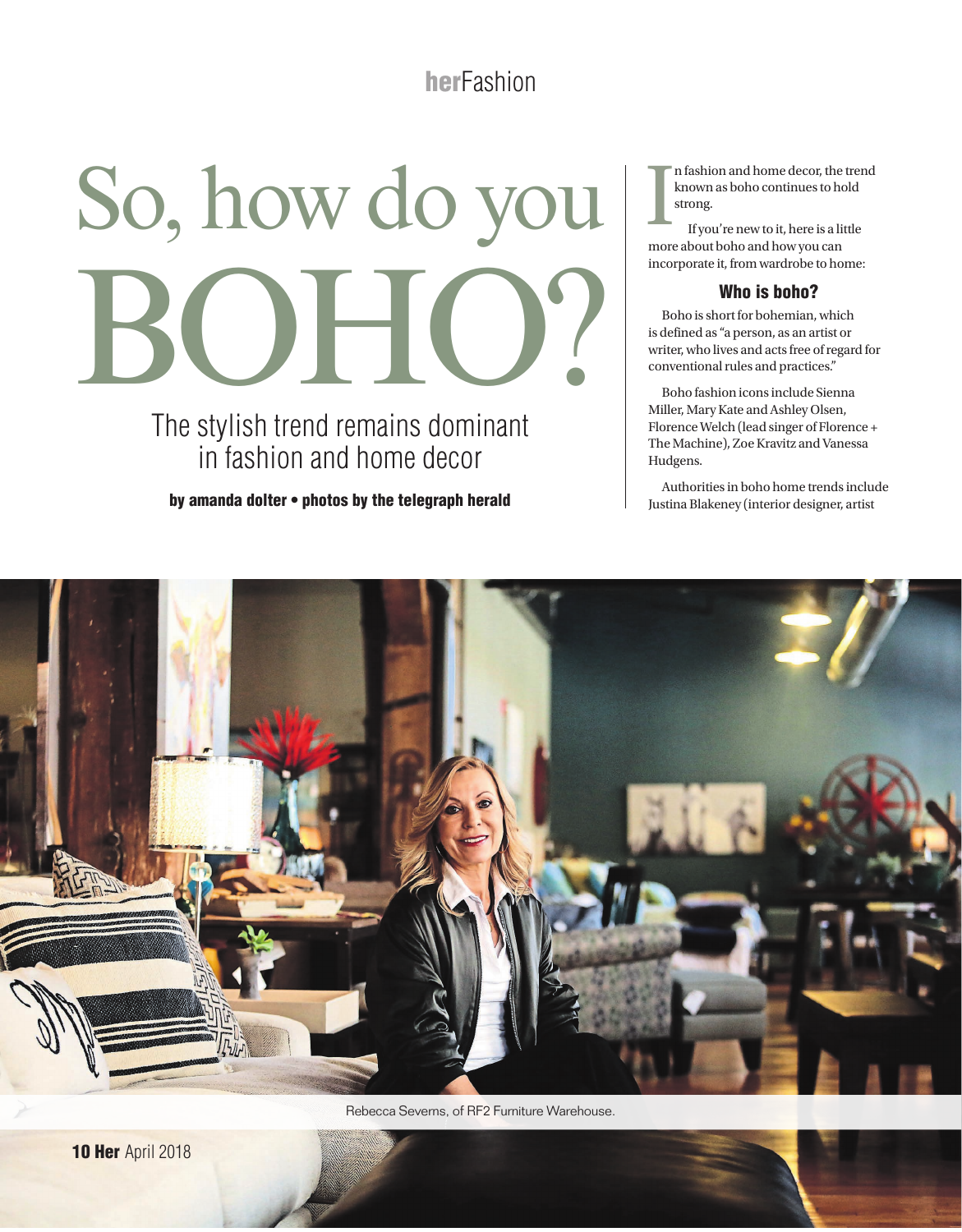herFashion

# So, how do you BOHO?

## The stylish trend remains dominant in fashion and home decor

**by amanda dolter • photos by the telegraph herald**

In fashion and home decor, the trend known as boho continues to hold strong.

If you're new to it, here is a little more about boho and how you can incorporate it, from wardrobe to home:

### Who is boho?

Boho is short for bohemian, which is defined as "a person, as an artist or writer, who lives and acts free of regard for conventional rules and practices."

Boho fashion icons include Sienna Miller, Mary Kate and Ashley Olsen, Florence Welch (lead singer of Florence + The Machine), Zoe Kravitz and Vanessa Hudgens.

Authorities in boho home trends include Justina Blakeney (interior designer, artist

Rebecca Severns, of RF2 Furniture Warehouse.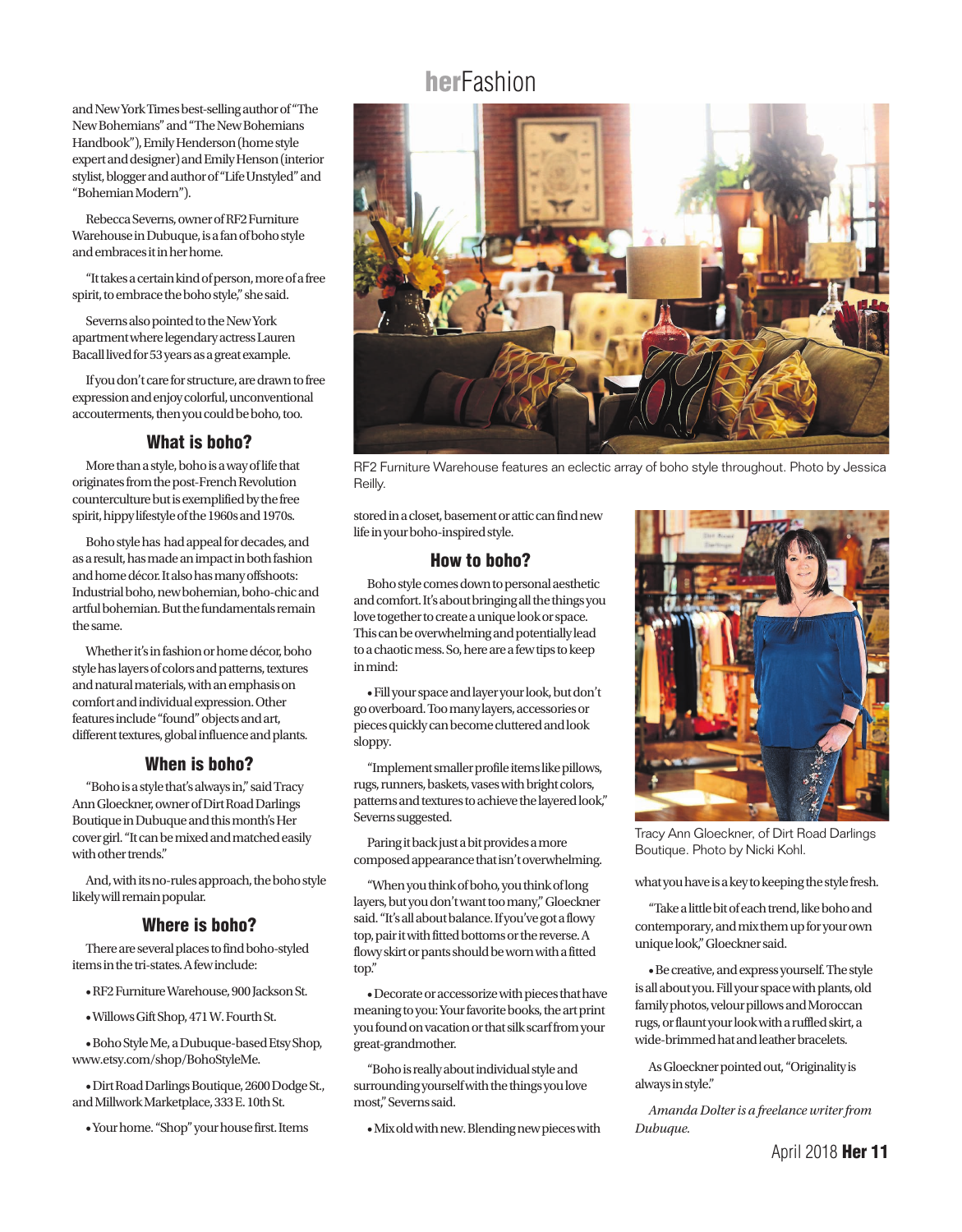and New York Times best-selling author of "The New Bohemians" and "The New Bohemians Handbook"), Emily Henderson (home style expert and designer) and Emily Henson (interior stylist, blogger and author of "Life Unstyled" and "Bohemian Modern").

Rebecca Severns, owner of RF2 Furniture Warehouse in Dubuque, is a fan of boho style and embraces it in her home.

"It takes a certain kind of person, more of a free spirit, to embrace the boho style," she said.

Severns also pointed to the New York apartment where legendary actress Lauren Bacall lived for 53 years as a great example.

If you don't care for structure, are drawn to free expression and enjoy colorful, unconventional accouterments, then you could be boho, too.

## What is boho?

More than a style, boho is a way of life that originates from the post-French Revolution counterculture but is exemplified by the free spirit, hippy lifestyle of the 1960s and 1970s.

Boho style has had appeal for decades, and as a result, has made an impact in both fashion and home décor. It also has many offshoots: Industrial boho, new bohemian, boho-chic and artful bohemian. But the fundamentals remain the same.

Whether it's in fashion or home décor, boho style has layers of colors and patterns, textures and natural materials, with an emphasis on comfort and individual expression. Other features include "found" objects and art, different textures, global influence and plants.

## When is boho?

"Boho is a style that's always in," said Tracy Ann Gloeckner, owner of Dirt Road Darlings Boutique in Dubuque and this month's Her cover girl. "It can be mixed and matched easily with other trends."

And, with its no-rules approach, the boho style likely will remain popular.

## Where is boho?

There are several places to find boho-styled items in the tri-states. A few include:

- RF2 Furniture Warehouse, 900 Jackson St.
- Willows Gift Shop, 471 W. Fourth St.
- Boho Style Me, a Dubuque-based Etsy Shop, www.etsy.com/shop/BohoStyleMe.
- Dirt Road Darlings Boutique, 2600 Dodge St., and Millwork Marketplace, 333 E. 10th St.
- Your home. "Shop" your house first. Items stored in a closet, basement or attic can find new life in your boho-inspired style.

RF2 Furniture Warehouse features an eclectic array of boho style throughout. Photo by Jessica Reilly.

## How to boho?

Boho style comes down to personal aesthetic and comfort. It's about bringing all the things you love together to create a unique look or space. This can be overwhelming and potentially lead to a chaotic mess. So, here are a few tips to keep in mind:

- Fill your space and layer your look, but don't go overboard. Too many layers, accessories or pieces quickly can become cluttered and look sloppy.

"Implement smaller profile items like pillows, rugs, runners, baskets, vases with bright colors, patterns and textures to achieve the layered look," Severns suggested.

Paring it back just a bit provides a more composed appearance that isn't overwhelming.

"When you think of boho, you think of long layers, but you don't want too many," Gloeckner said. "It's all about balance. If you've got a flowy top, pair it with fitted bottoms or the reverse. A flowy skirt or pants should be worn with a fitted top."

- Decorate or accessorize with pieces that have meaning to you: Your favorite books, the art print you found on vacation or that silk scarf from your great-grandmother.

"Boho is really about individual style and surrounding yourself with the things you love most," Severns said.

- Mix old with new. Blending new pieces with what you have is a key to keeping the style fresh.

"Take a little bit of each trend, like boho and contemporary, and mix them up for your own unique look," Gloeckner said.

- Be creative, and express yourself. The style is all about you. Fill your space with plants, old family photos, velour pillows and Moroccan rugs, or flaunt your look with a ruffled skirt, a wide-brimmed hat and leather bracelets.

As Gloeckner pointed out, "Originality is always in style."

Tracy Ann Gloeckner, of Dirt Road Darlings Boutique. Photo by Nicki Kohl.

*Amanda Dolter is a freelance writer from Dubuque.*